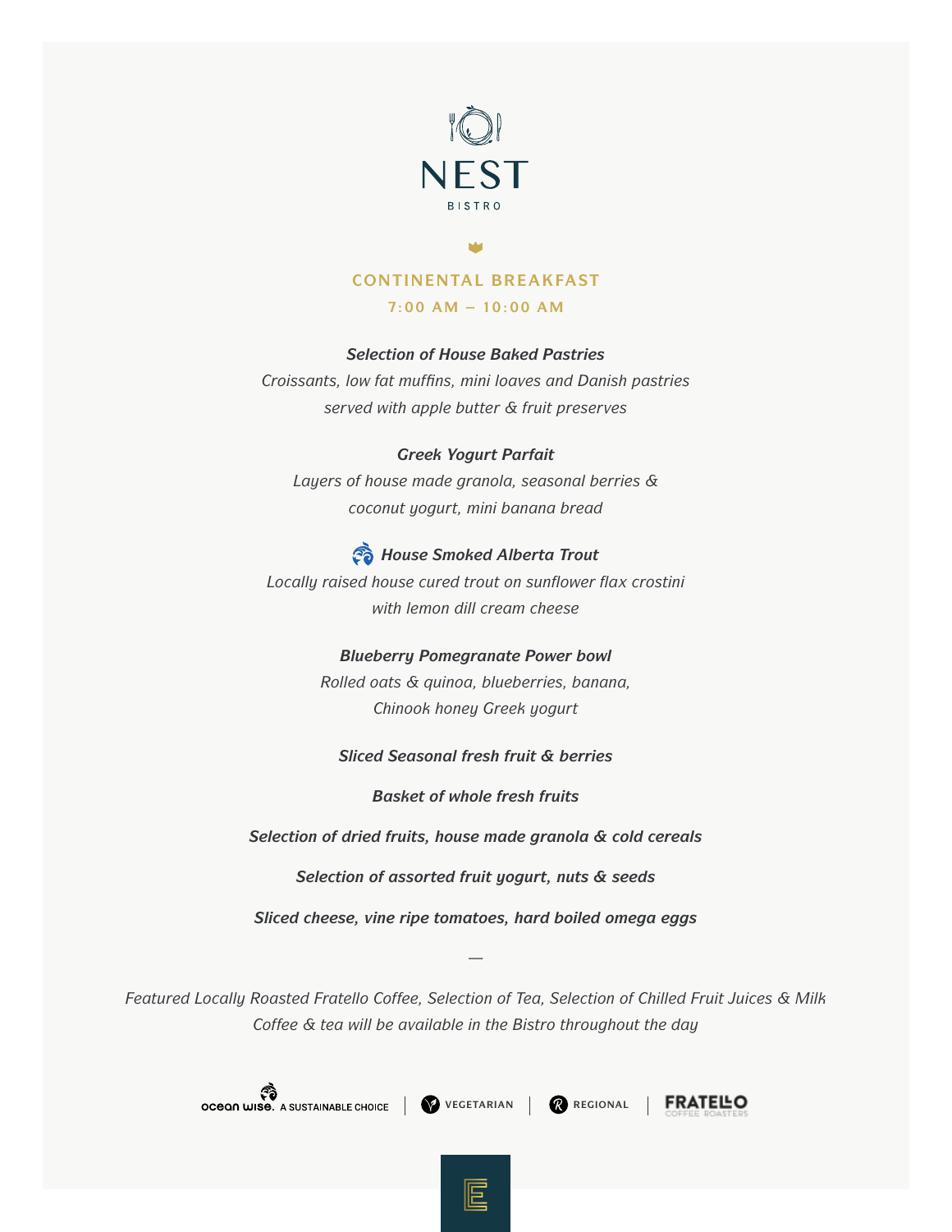# NEST

BISTRO

## CONTINENTAL BREAKFAST

**7:00 AM – 10:00 AM**

***Selection of House Baked Pastries***

*Croissants, low fat muffins, mini loaves and Danish pastries served with apple butter & fruit preserves*

***Greek Yogurt Parfait***

*Layers of house made granola, seasonal berries & coconut yogurt, mini banana bread*

***House Smoked Alberta Trout***

*Locally raised house cured trout on sunflower flax crostini with lemon dill cream cheese*

***Blueberry Pomegranate Power bowl***

*Rolled oats & quinoa, blueberries, banana, Chinook honey Greek yogurt*

***Sliced Seasonal fresh fruit & berries***

***Basket of whole fresh fruits***

***Selection of dried fruits, house made granola & cold cereals***

***Selection of assorted fruit yogurt, nuts & seeds***

***Sliced cheese, vine ripe tomatoes, hard boiled omega eggs***

—

*Featured Locally Roasted Fratello Coffee, Selection of Tea, Selection of Chilled Fruit Juices & Milk*
*Coffee & tea will be available in the Bistro throughout the day*

ocean wise. A SUSTAINABLE CHOICE | VEGETARIAN | REGIONAL | FRATELLO COFFEE ROASTERS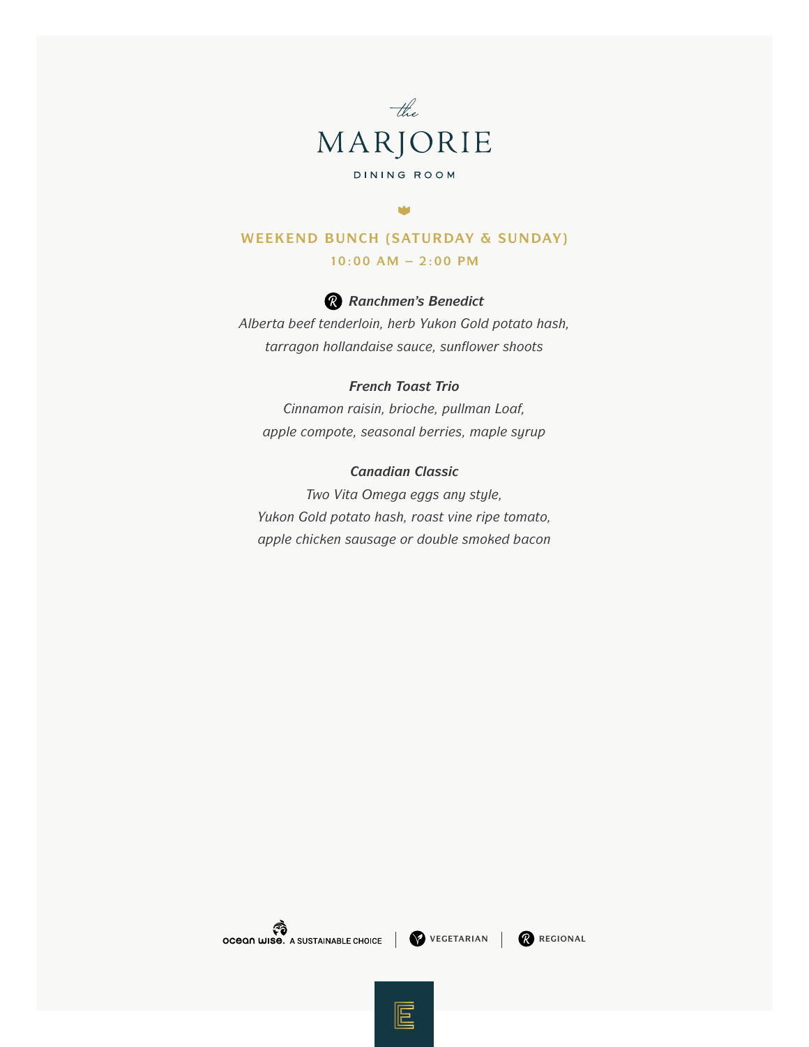the

# MARJORIE

DINING ROOM

## WEEKEND BUNCH (SATURDAY & SUNDAY)

10:00 AM – 2:00 PM

***Ranchmen's Benedict***

*Alberta beef tenderloin, herb Yukon Gold potato hash, tarragon hollandaise sauce, sunflower shoots*

***French Toast Trio***

*Cinnamon raisin, brioche, pullman Loaf, apple compote, seasonal berries, maple syrup*

***Canadian Classic***

*Two Vita Omega eggs any style, Yukon Gold potato hash, roast vine ripe tomato, apple chicken sausage or double smoked bacon*

ocean wise. A SUSTAINABLE CHOICE | VEGETARIAN | REGIONAL